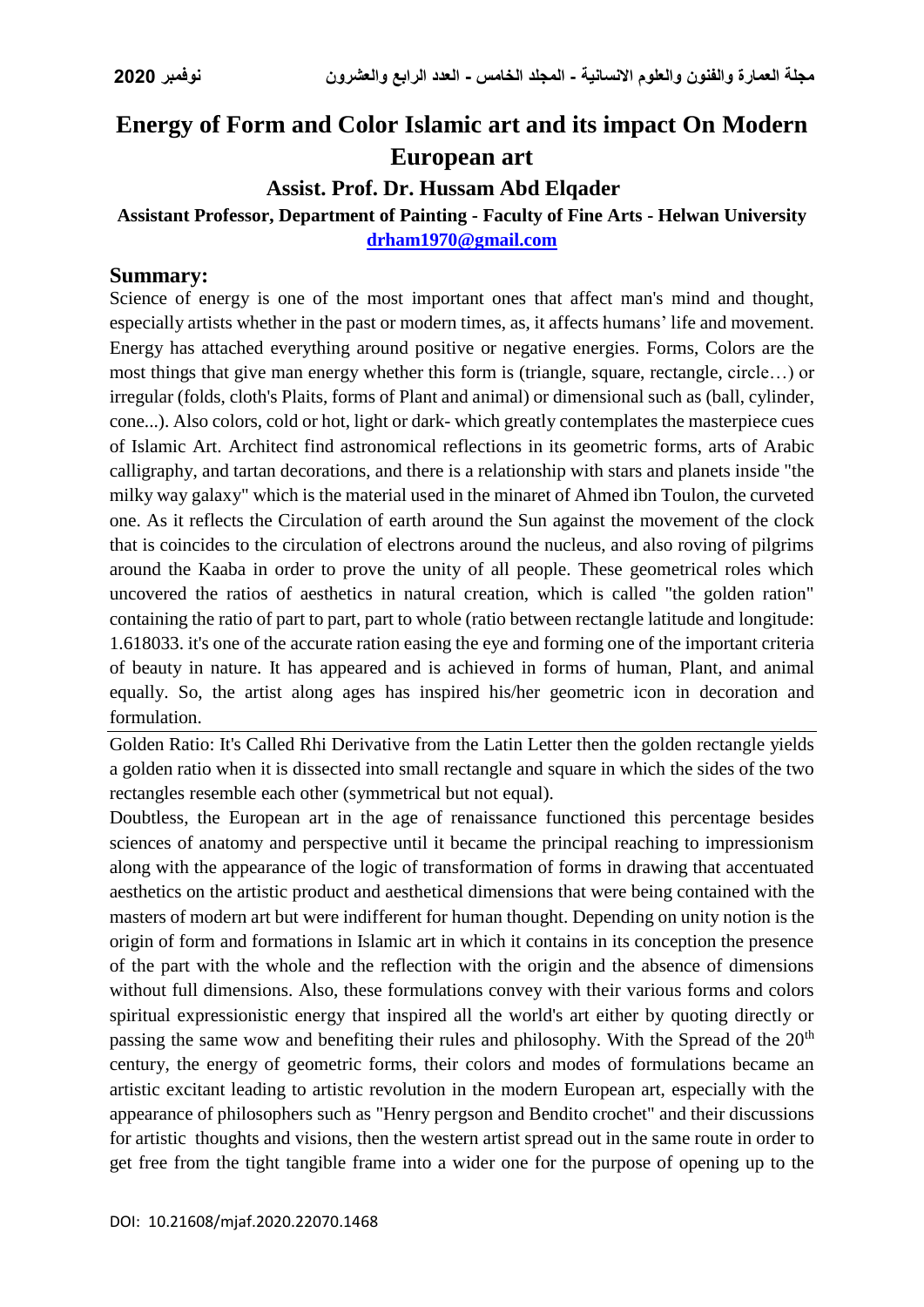# Energy of Form and Color Islamic art and its impact On Modern European art

### Assist. Prof. Dr. Hussam Abd Elqader

**Assistant Professor, Department of Painting - Faculty of Fine Arts - Helwan University**

**drham1970@gmail.com**

## Summary:

Science of energy is one of the most important ones that affect man's mind and thought, especially artists whether in the past or modern times, as, it affects humans' life and movement. Energy has attached everything around positive or negative energies. Forms, Colors are the most things that give man energy whether this form is (triangle, square, rectangle, circle…) or irregular (folds, cloth's Plaits, forms of Plant and animal) or dimensional such as (ball, cylinder, cone...). Also colors, cold or hot, light or dark- which greatly contemplates the masterpiece cues of Islamic Art. Architect find astronomical reflections in its geometric forms, arts of Arabic calligraphy, and tartan decorations, and there is a relationship with stars and planets inside "the milky way galaxy" which is the material used in the minaret of Ahmed ibn Toulon, the curveted one. As it reflects the Circulation of earth around the Sun against the movement of the clock that is coincides to the circulation of electrons around the nucleus, and also roving of pilgrims around the Kaaba in order to prove the unity of all people. These geometrical roles which uncovered the ratios of aesthetics in natural creation, which is called "the golden ration" containing the ratio of part to part, part to whole (ratio between rectangle latitude and longitude: 1.618033. it's one of the accurate ration easing the eye and forming one of the important criteria of beauty in nature. It has appeared and is achieved in forms of human, Plant, and animal equally. So, the artist along ages has inspired his/her geometric icon in decoration and formulation.

---

Golden Ratio: It's Called Rhi Derivative from the Latin Letter then the golden rectangle yields a golden ratio when it is dissected into small rectangle and square in which the sides of the two rectangles resemble each other (symmetrical but not equal).

Doubtless, the European art in the age of renaissance functioned this percentage besides sciences of anatomy and perspective until it became the principal reaching to impressionism along with the appearance of the logic of transformation of forms in drawing that accentuated aesthetics on the artistic product and aesthetical dimensions that were being contained with the masters of modern art but were indifferent for human thought. Depending on unity notion is the origin of form and formations in Islamic art in which it contains in its conception the presence of the part with the whole and the reflection with the origin and the absence of dimensions without full dimensions. Also, these formulations convey with their various forms and colors spiritual expressionistic energy that inspired all the world's art either by quoting directly or passing the same wow and benefiting their rules and philosophy. With the Spread of the 20th century, the energy of geometric forms, their colors and modes of formulations became an artistic excitant leading to artistic revolution in the modern European art, especially with the appearance of philosophers such as "Henry pergson and Bendito crochet" and their discussions for artistic thoughts and visions, then the western artist spread out in the same route in order to get free from the tight tangible frame into a wider one for the purpose of opening up to the

DOI: 10.21608/mjaf.2020.22070.1468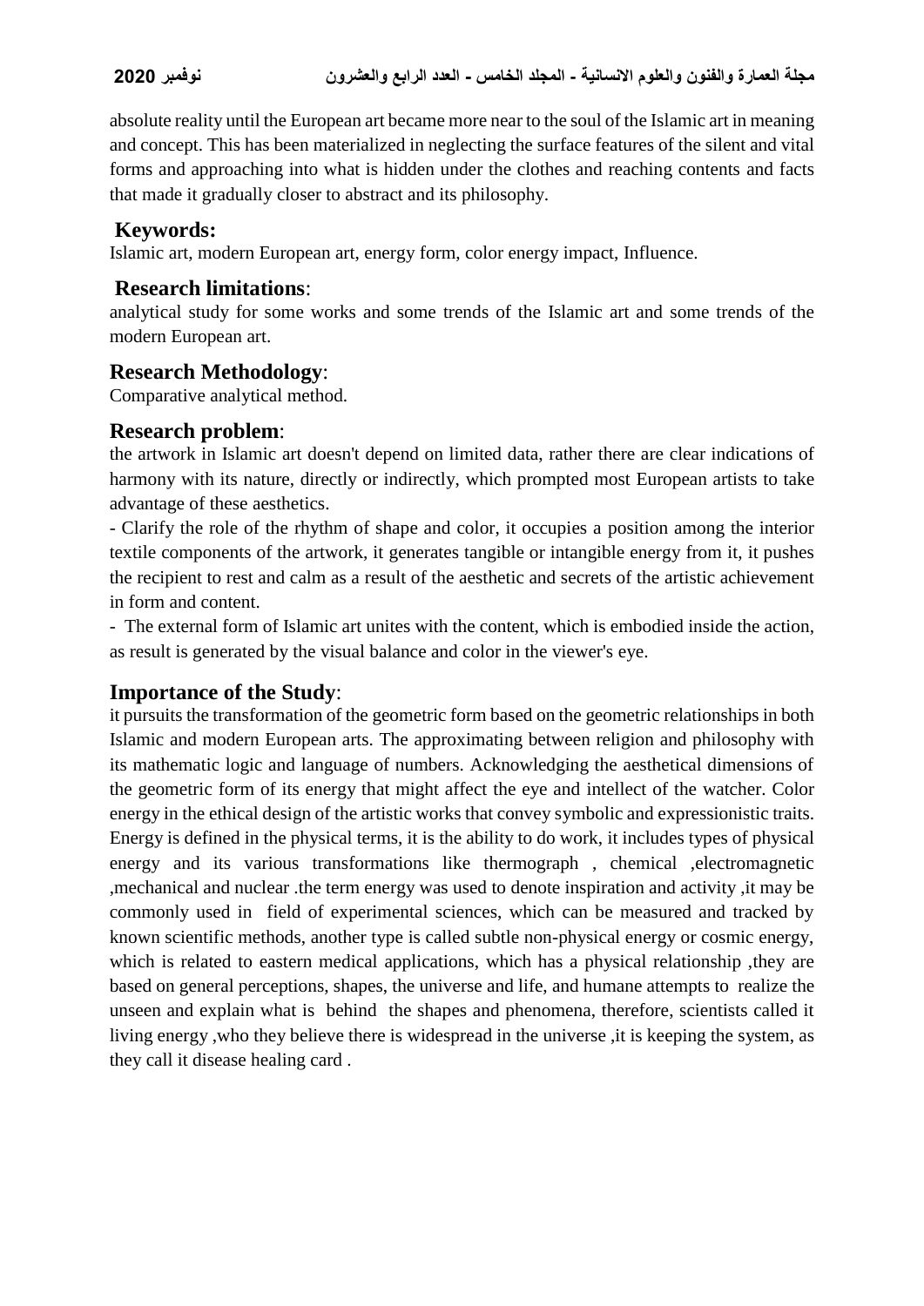absolute reality until the European art became more near to the soul of the Islamic art in meaning and concept. This has been materialized in neglecting the surface features of the silent and vital forms and approaching into what is hidden under the clothes and reaching contents and facts that made it gradually closer to abstract and its philosophy.

## Keywords:

Islamic art, modern European art, energy form, color energy impact, Influence.

## Research limitations:

analytical study for some works and some trends of the Islamic art and some trends of the modern European art.

## Research Methodology:

Comparative analytical method.

## Research problem:

the artwork in Islamic art doesn't depend on limited data, rather there are clear indications of harmony with its nature, directly or indirectly, which prompted most European artists to take advantage of these aesthetics.

- Clarify the role of the rhythm of shape and color, it occupies a position among the interior textile components of the artwork, it generates tangible or intangible energy from it, it pushes the recipient to rest and calm as a result of the aesthetic and secrets of the artistic achievement in form and content.
- The external form of Islamic art unites with the content, which is embodied inside the action, as result is generated by the visual balance and color in the viewer's eye.

## Importance of the Study:

it pursuits the transformation of the geometric form based on the geometric relationships in both Islamic and modern European arts. The approximating between religion and philosophy with its mathematic logic and language of numbers. Acknowledging the aesthetical dimensions of the geometric form of its energy that might affect the eye and intellect of the watcher. Color energy in the ethical design of the artistic works that convey symbolic and expressionistic traits. Energy is defined in the physical terms, it is the ability to do work, it includes types of physical energy and its various transformations like thermograph , chemical ,electromagnetic ,mechanical and nuclear .the term energy was used to denote inspiration and activity ,it may be commonly used in field of experimental sciences, which can be measured and tracked by known scientific methods, another type is called subtle non-physical energy or cosmic energy, which is related to eastern medical applications, which has a physical relationship ,they are based on general perceptions, shapes, the universe and life, and humane attempts to realize the unseen and explain what is behind the shapes and phenomena, therefore, scientists called it living energy ,who they believe there is widespread in the universe ,it is keeping the system, as they call it disease healing card .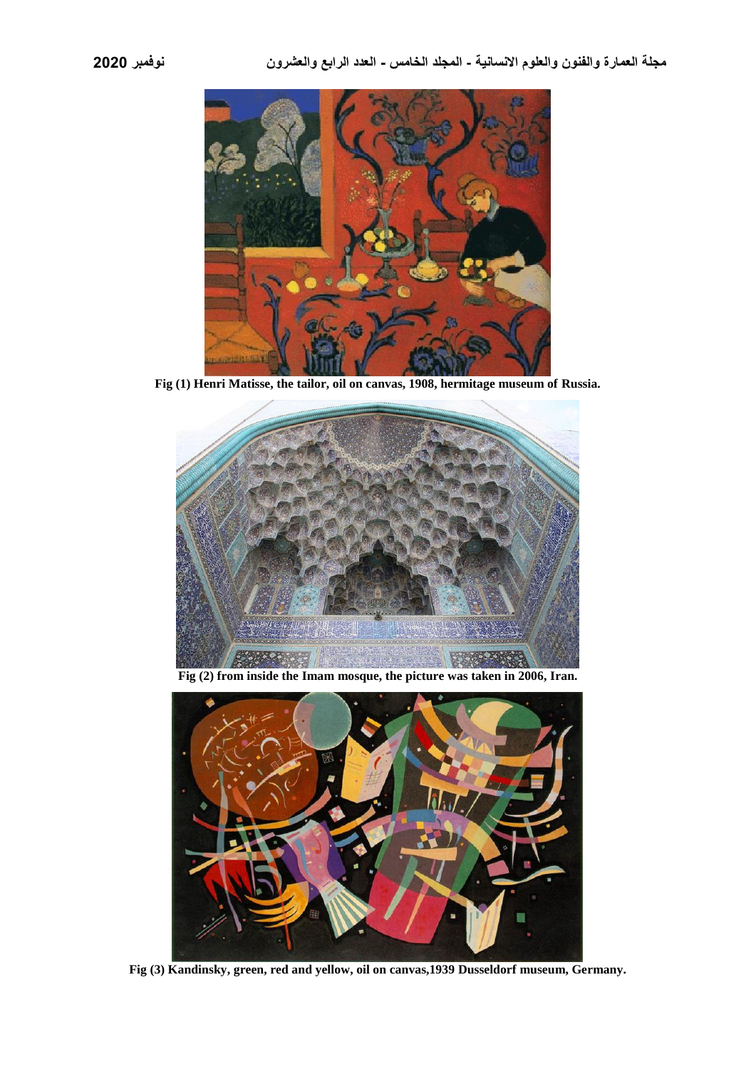Fig (1) Henri Matisse, the tailor, oil on canvas, 1908, hermitage museum of Russia.

Fig (2) from inside the Imam mosque, the picture was taken in 2006, Iran.

Fig (3) Kandinsky, green, red and yellow, oil on canvas,1939 Dusseldorf museum, Germany.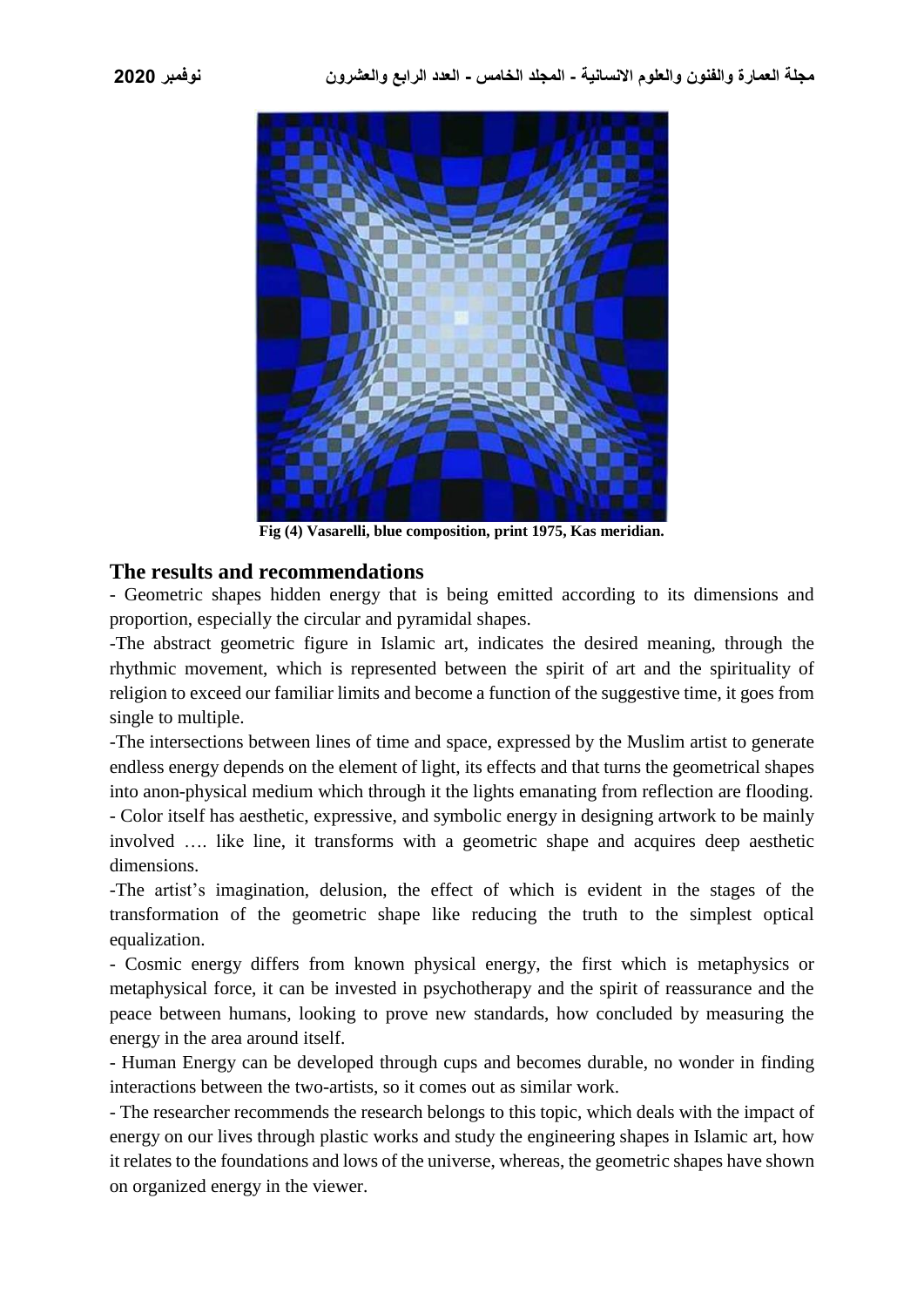Fig (4) Vasarelli, blue composition, print 1975, Kas meridian.

## The results and recommendations

- Geometric shapes hidden energy that is being emitted according to its dimensions and proportion, especially the circular and pyramidal shapes.

-The abstract geometric figure in Islamic art, indicates the desired meaning, through the rhythmic movement, which is represented between the spirit of art and the spirituality of religion to exceed our familiar limits and become a function of the suggestive time, it goes from single to multiple.

-The intersections between lines of time and space, expressed by the Muslim artist to generate endless energy depends on the element of light, its effects and that turns the geometrical shapes into anon-physical medium which through it the lights emanating from reflection are flooding.

- Color itself has aesthetic, expressive, and symbolic energy in designing artwork to be mainly involved …. like line, it transforms with a geometric shape and acquires deep aesthetic dimensions.

-The artist's imagination, delusion, the effect of which is evident in the stages of the transformation of the geometric shape like reducing the truth to the simplest optical equalization.

- Cosmic energy differs from known physical energy, the first which is metaphysics or metaphysical force, it can be invested in psychotherapy and the spirit of reassurance and the peace between humans, looking to prove new standards, how concluded by measuring the energy in the area around itself.

- Human Energy can be developed through cups and becomes durable, no wonder in finding interactions between the two-artists, so it comes out as similar work.

- The researcher recommends the research belongs to this topic, which deals with the impact of energy on our lives through plastic works and study the engineering shapes in Islamic art, how it relates to the foundations and lows of the universe, whereas, the geometric shapes have shown on organized energy in the viewer.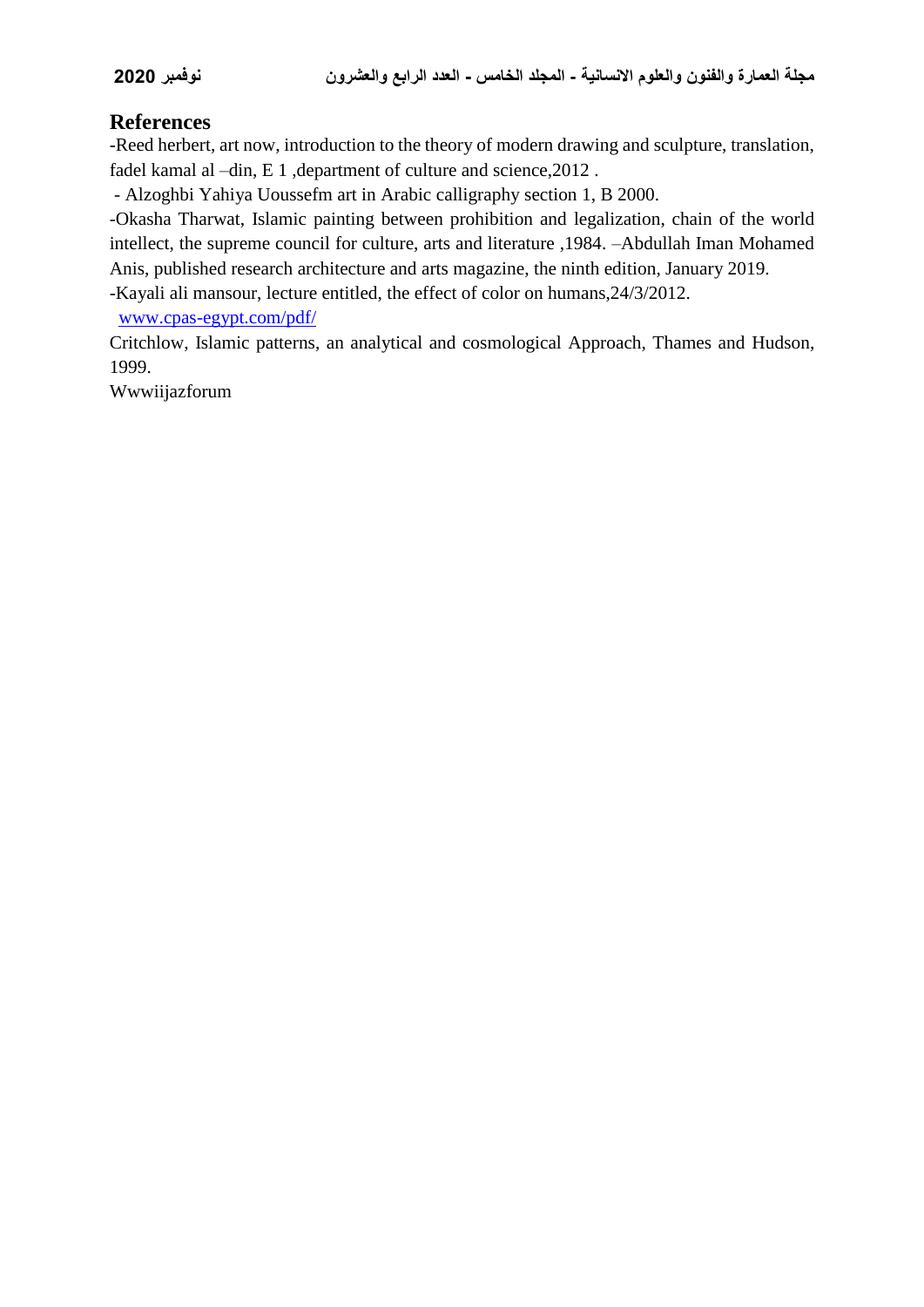## References

-Reed herbert, art now, introduction to the theory of modern drawing and sculpture, translation, fadel kamal al –din, E 1 ,department of culture and science,2012 .

- Alzoghbi Yahiya Uoussefm art in Arabic calligraphy section 1, B 2000.

-Okasha Tharwat, Islamic painting between prohibition and legalization, chain of the world intellect, the supreme council for culture, arts and literature ,1984. –Abdullah Iman Mohamed Anis, published research architecture and arts magazine, the ninth edition, January 2019.

-Kayali ali mansour, lecture entitled, the effect of color on humans,24/3/2012.

www.cpas-egypt.com/pdf/

Critchlow, Islamic patterns, an analytical and cosmological Approach, Thames and Hudson, 1999.

Wwwiijazforum